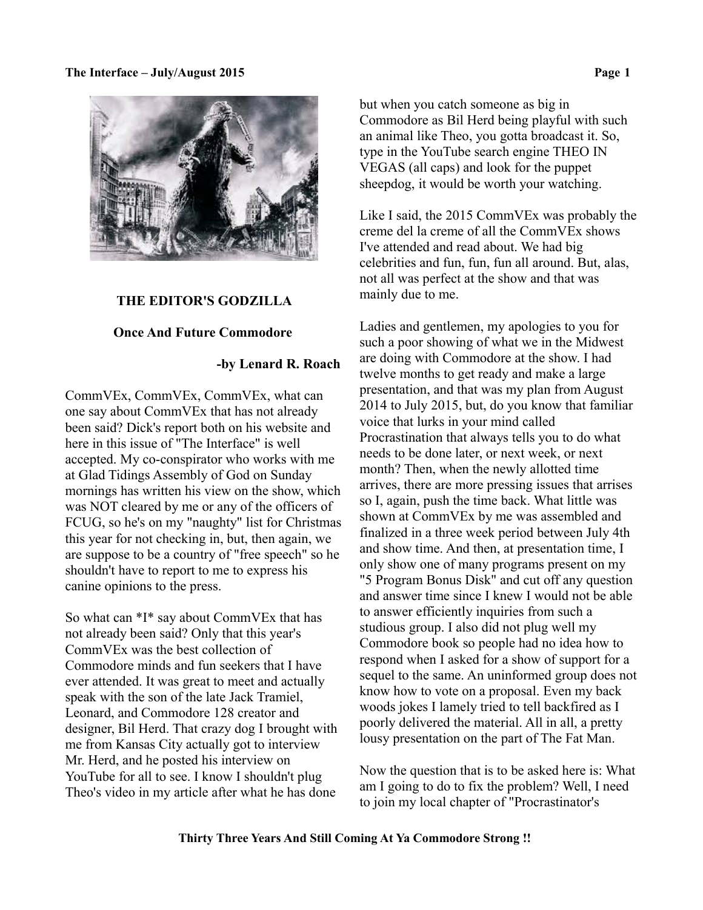## THE EDITOR'S GODZILLA

### Once And Future Commodore

**-by Lenard R. Roach**

CommVEx, CommVEx, CommVEx, what can one say about CommVEx that has not already been said? Dick's report both on his website and here in this issue of "The Interface" is well accepted. My co-conspirator who works with me at Glad Tidings Assembly of God on Sunday mornings has written his view on the show, which was NOT cleared by me or any of the officers of FCUG, so he's on my "naughty" list for Christmas this year for not checking in, but, then again, we are suppose to be a country of "free speech" so he shouldn't have to report to me to express his canine opinions to the press.

So what can *I* say about CommVEx that has not already been said? Only that this year's CommVEx was the best collection of Commodore minds and fun seekers that I have ever attended. It was great to meet and actually speak with the son of the late Jack Tramiel, Leonard, and Commodore 128 creator and designer, Bil Herd. That crazy dog I brought with me from Kansas City actually got to interview Mr. Herd, and he posted his interview on YouTube for all to see. I know I shouldn't plug Theo's video in my article after what he has done but when you catch someone as big in Commodore as Bil Herd being playful with such an animal like Theo, you gotta broadcast it. So, type in the YouTube search engine THEO IN VEGAS (all caps) and look for the puppet sheepdog, it would be worth your watching.

Like I said, the 2015 CommVEx was probably the creme del la creme of all the CommVEx shows I've attended and read about. We had big celebrities and fun, fun, fun all around. But, alas, not all was perfect at the show and that was mainly due to me.

Ladies and gentlemen, my apologies to you for such a poor showing of what we in the Midwest are doing with Commodore at the show. I had twelve months to get ready and make a large presentation, and that was my plan from August 2014 to July 2015, but, do you know that familiar voice that lurks in your mind called Procrastination that always tells you to do what needs to be done later, or next week, or next month? Then, when the newly allotted time arrives, there are more pressing issues that arrises so I, again, push the time back. What little was shown at CommVEx by me was assembled and finalized in a three week period between July 4th and show time. And then, at presentation time, I only show one of many programs present on my "5 Program Bonus Disk" and cut off any question and answer time since I knew I would not be able to answer efficiently inquiries from such a studious group. I also did not plug well my Commodore book so people had no idea how to respond when I asked for a show of support for a sequel to the same. An uninformed group does not know how to vote on a proposal. Even my back woods jokes I lamely tried to tell backfired as I poorly delivered the material. All in all, a pretty lousy presentation on the part of The Fat Man.

Now the question that is to be asked here is: What am I going to do to fix the problem? Well, I need to join my local chapter of "Procrastinator's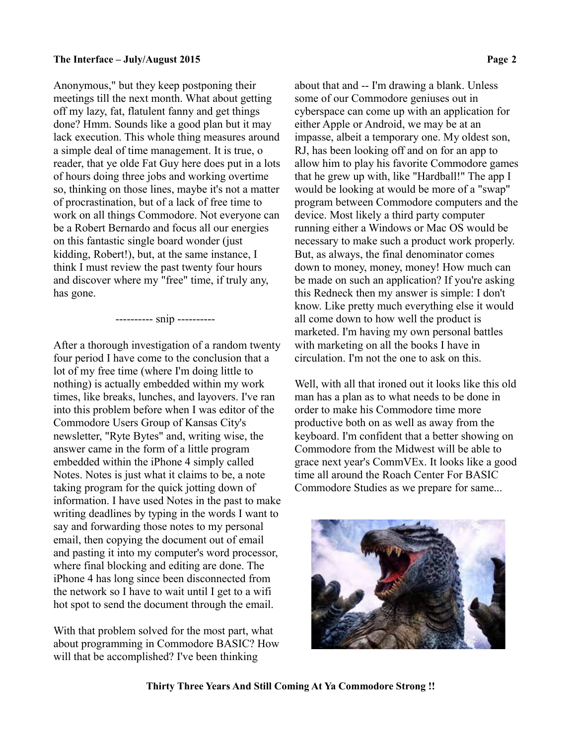Anonymous," but they keep postponing their meetings till the next month. What about getting off my lazy, fat, flatulent fanny and get things done? Hmm. Sounds like a good plan but it may lack execution. This whole thing measures around a simple deal of time management. It is true, o reader, that ye olde Fat Guy here does put in a lots of hours doing three jobs and working overtime so, thinking on those lines, maybe it's not a matter of procrastination, but of a lack of free time to work on all things Commodore. Not everyone can be a Robert Bernardo and focus all our energies on this fantastic single board wonder (just kidding, Robert!), but, at the same instance, I think I must review the past twenty four hours and discover where my "free" time, if truly any, has gone.

---------- snip ----------

After a thorough investigation of a random twenty four period I have come to the conclusion that a lot of my free time (where I'm doing little to nothing) is actually embedded within my work times, like breaks, lunches, and layovers. I've ran into this problem before when I was editor of the Commodore Users Group of Kansas City's newsletter, "Ryte Bytes" and, writing wise, the answer came in the form of a little program embedded within the iPhone 4 simply called Notes. Notes is just what it claims to be, a note taking program for the quick jotting down of information. I have used Notes in the past to make writing deadlines by typing in the words I want to say and forwarding those notes to my personal email, then copying the document out of email and pasting it into my computer's word processor, where final blocking and editing are done. The iPhone 4 has long since been disconnected from the network so I have to wait until I get to a wifi hot spot to send the document through the email.

With that problem solved for the most part, what about programming in Commodore BASIC? How will that be accomplished? I've been thinking about that and -- I'm drawing a blank. Unless some of our Commodore geniuses out in cyberspace can come up with an application for either Apple or Android, we may be at an impasse, albeit a temporary one. My oldest son, RJ, has been looking off and on for an app to allow him to play his favorite Commodore games that he grew up with, like "Hardball!" The app I would be looking at would be more of a "swap" program between Commodore computers and the device. Most likely a third party computer running either a Windows or Mac OS would be necessary to make such a product work properly. But, as always, the final denominator comes down to money, money, money! How much can be made on such an application? If you're asking this Redneck then my answer is simple: I don't know. Like pretty much everything else it would all come down to how well the product is marketed. I'm having my own personal battles with marketing on all the books I have in circulation. I'm not the one to ask on this.

Well, with all that ironed out it looks like this old man has a plan as to what needs to be done in order to make his Commodore time more productive both on as well as away from the keyboard. I'm confident that a better showing on Commodore from the Midwest will be able to grace next year's CommVEx. It looks like a good time all around the Roach Center For BASIC Commodore Studies as we prepare for same...

**Thirty Three Years And Still Coming At Ya Commodore Strong !!**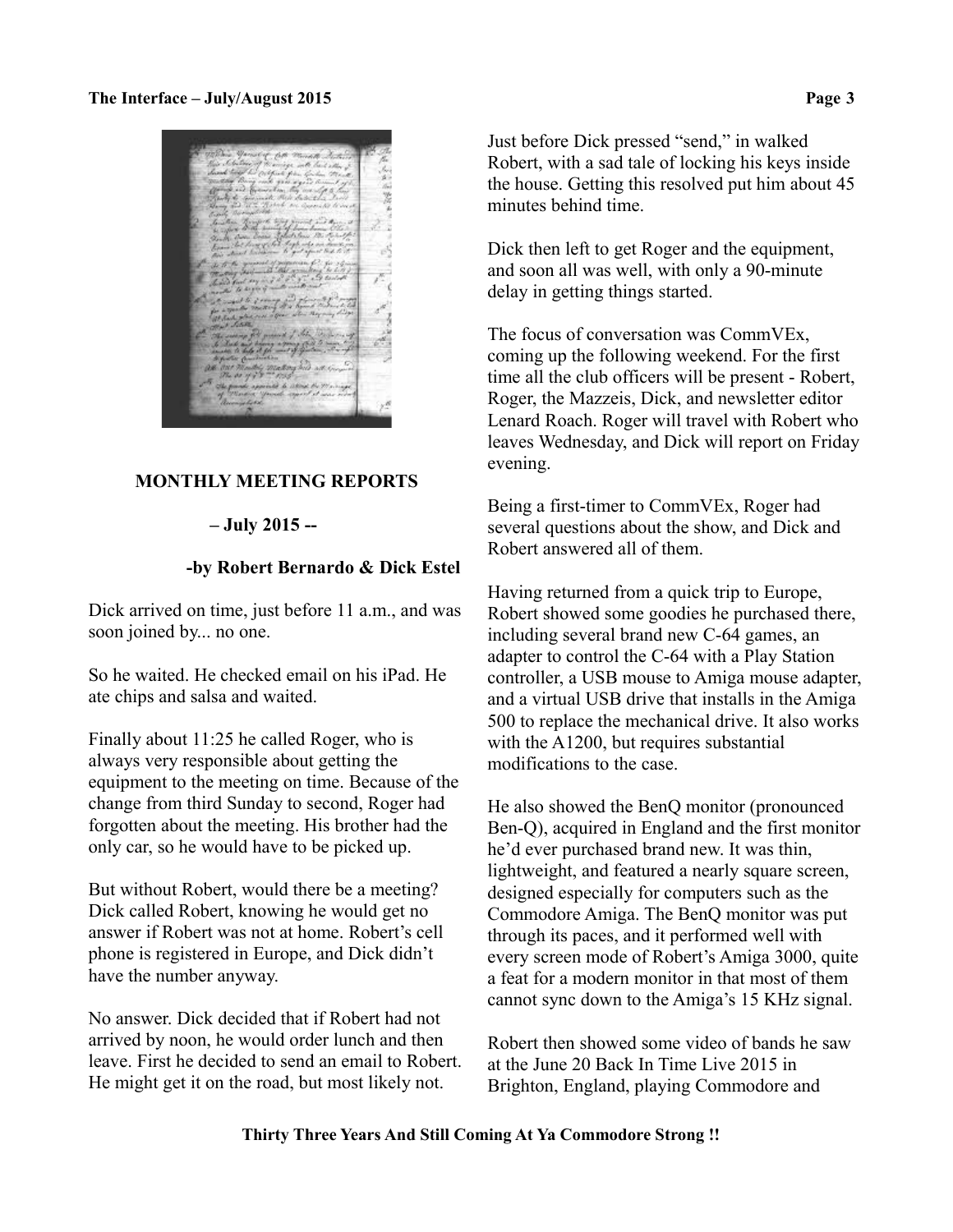## MONTHLY MEETING REPORTS

### – July 2015 --

**-by Robert Bernardo & Dick Estel**

Dick arrived on time, just before 11 a.m., and was soon joined by... no one.

So he waited. He checked email on his iPad. He ate chips and salsa and waited.

Finally about 11:25 he called Roger, who is always very responsible about getting the equipment to the meeting on time. Because of the change from third Sunday to second, Roger had forgotten about the meeting. His brother had the only car, so he would have to be picked up.

But without Robert, would there be a meeting? Dick called Robert, knowing he would get no answer if Robert was not at home. Robert's cell phone is registered in Europe, and Dick didn't have the number anyway.

No answer. Dick decided that if Robert had not arrived by noon, he would order lunch and then leave. First he decided to send an email to Robert. He might get it on the road, but most likely not.

Just before Dick pressed "send," in walked Robert, with a sad tale of locking his keys inside the house. Getting this resolved put him about 45 minutes behind time.

Dick then left to get Roger and the equipment, and soon all was well, with only a 90-minute delay in getting things started.

The focus of conversation was CommVEx, coming up the following weekend. For the first time all the club officers will be present - Robert, Roger, the Mazzeis, Dick, and newsletter editor Lenard Roach. Roger will travel with Robert who leaves Wednesday, and Dick will report on Friday evening.

Being a first-timer to CommVEx, Roger had several questions about the show, and Dick and Robert answered all of them.

Having returned from a quick trip to Europe, Robert showed some goodies he purchased there, including several brand new C-64 games, an adapter to control the C-64 with a Play Station controller, a USB mouse to Amiga mouse adapter, and a virtual USB drive that installs in the Amiga 500 to replace the mechanical drive. It also works with the A1200, but requires substantial modifications to the case.

He also showed the BenQ monitor (pronounced Ben-Q), acquired in England and the first monitor he'd ever purchased brand new. It was thin, lightweight, and featured a nearly square screen, designed especially for computers such as the Commodore Amiga. The BenQ monitor was put through its paces, and it performed well with every screen mode of Robert's Amiga 3000, quite a feat for a modern monitor in that most of them cannot sync down to the Amiga's 15 KHz signal.

Robert then showed some video of bands he saw at the June 20 Back In Time Live 2015 in Brighton, England, playing Commodore and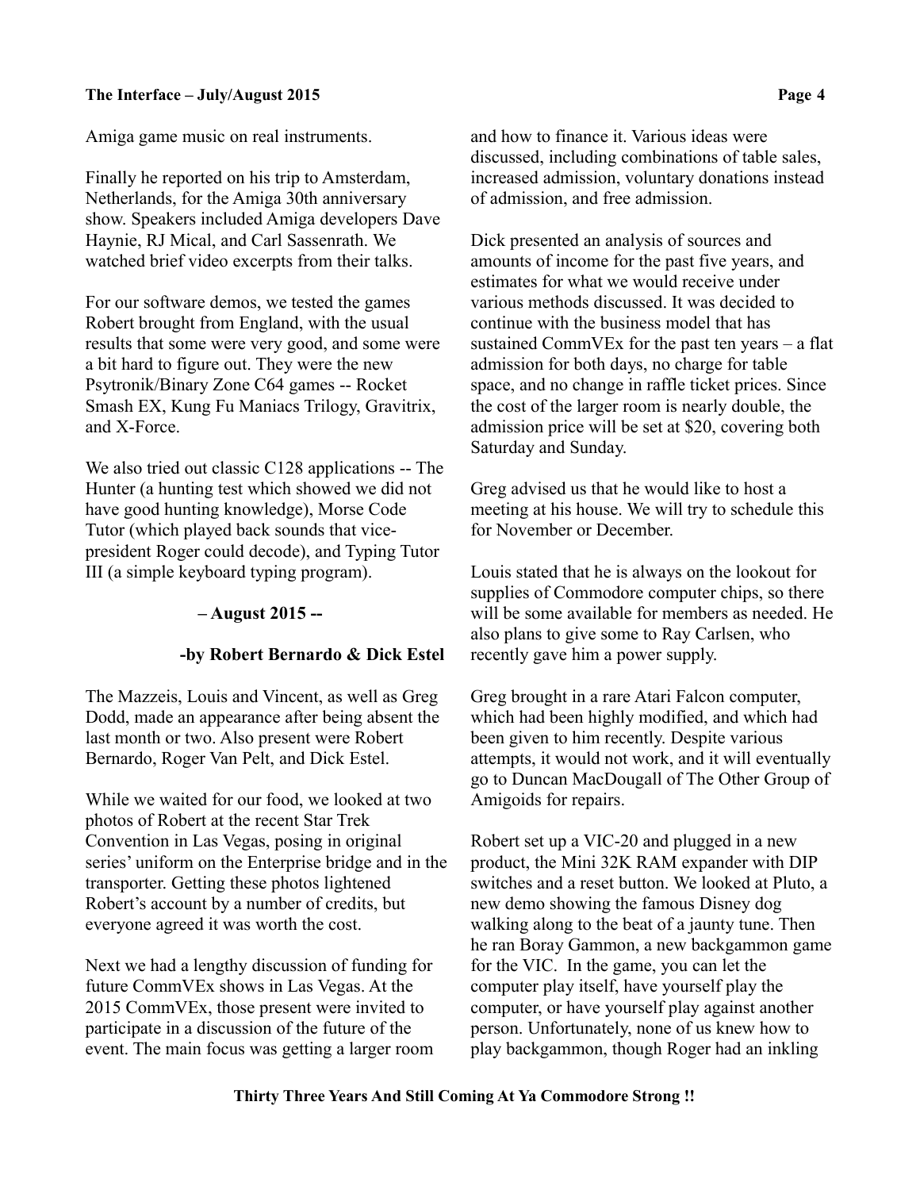Amiga game music on real instruments.

Finally he reported on his trip to Amsterdam, Netherlands, for the Amiga 30th anniversary show. Speakers included Amiga developers Dave Haynie, RJ Mical, and Carl Sassenrath. We watched brief video excerpts from their talks.

For our software demos, we tested the games Robert brought from England, with the usual results that some were very good, and some were a bit hard to figure out. They were the new Psytronik/Binary Zone C64 games -- Rocket Smash EX, Kung Fu Maniacs Trilogy, Gravitrix, and X-Force.

We also tried out classic C128 applications -- The Hunter (a hunting test which showed we did not have good hunting knowledge), Morse Code Tutor (which played back sounds that vice-president Roger could decode), and Typing Tutor III (a simple keyboard typing program).

**– August 2015 --**

**-by Robert Bernardo & Dick Estel**

The Mazzeis, Louis and Vincent, as well as Greg Dodd, made an appearance after being absent the last month or two. Also present were Robert Bernardo, Roger Van Pelt, and Dick Estel.

While we waited for our food, we looked at two photos of Robert at the recent Star Trek Convention in Las Vegas, posing in original series' uniform on the Enterprise bridge and in the transporter. Getting these photos lightened Robert's account by a number of credits, but everyone agreed it was worth the cost.

Next we had a lengthy discussion of funding for future CommVEx shows in Las Vegas. At the 2015 CommVEx, those present were invited to participate in a discussion of the future of the event. The main focus was getting a larger room and how to finance it. Various ideas were discussed, including combinations of table sales, increased admission, voluntary donations instead of admission, and free admission.

Dick presented an analysis of sources and amounts of income for the past five years, and estimates for what we would receive under various methods discussed. It was decided to continue with the business model that has sustained CommVEx for the past ten years – a flat admission for both days, no charge for table space, and no change in raffle ticket prices. Since the cost of the larger room is nearly double, the admission price will be set at $20, covering both Saturday and Sunday.

Greg advised us that he would like to host a meeting at his house. We will try to schedule this for November or December.

Louis stated that he is always on the lookout for supplies of Commodore computer chips, so there will be some available for members as needed. He also plans to give some to Ray Carlsen, who recently gave him a power supply.

Greg brought in a rare Atari Falcon computer, which had been highly modified, and which had been given to him recently. Despite various attempts, it would not work, and it will eventually go to Duncan MacDougall of The Other Group of Amigoids for repairs.

Robert set up a VIC-20 and plugged in a new product, the Mini 32K RAM expander with DIP switches and a reset button. We looked at Pluto, a new demo showing the famous Disney dog walking along to the beat of a jaunty tune. Then he ran Boray Gammon, a new backgammon game for the VIC. In the game, you can let the computer play itself, have yourself play the computer, or have yourself play against another person. Unfortunately, none of us knew how to play backgammon, though Roger had an inkling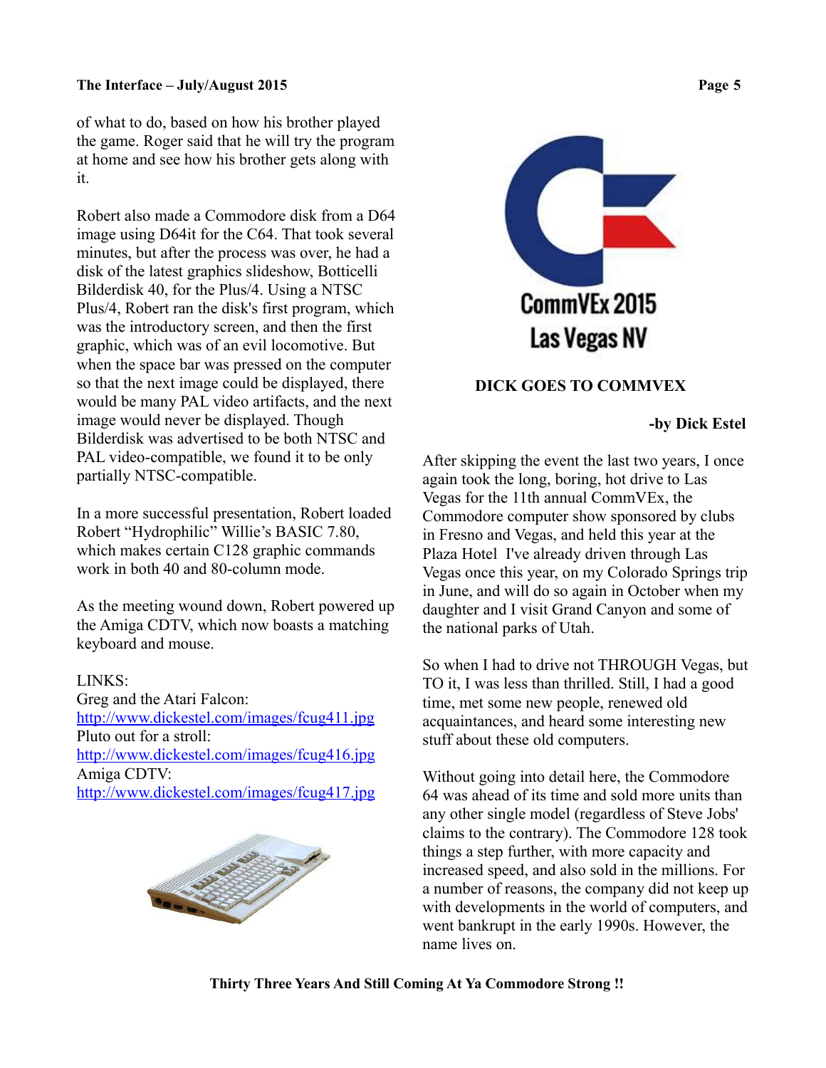of what to do, based on how his brother played the game. Roger said that he will try the program at home and see how his brother gets along with it.

Robert also made a Commodore disk from a D64 image using D64it for the C64. That took several minutes, but after the process was over, he had a disk of the latest graphics slideshow, Botticelli Bilderdisk 40, for the Plus/4. Using a NTSC Plus/4, Robert ran the disk's first program, which was the introductory screen, and then the first graphic, which was of an evil locomotive. But when the space bar was pressed on the computer so that the next image could be displayed, there would be many PAL video artifacts, and the next image would never be displayed. Though Bilderdisk was advertised to be both NTSC and PAL video-compatible, we found it to be only partially NTSC-compatible.

In a more successful presentation, Robert loaded Robert "Hydrophilic" Willie's BASIC 7.80, which makes certain C128 graphic commands work in both 40 and 80-column mode.

As the meeting wound down, Robert powered up the Amiga CDTV, which now boasts a matching keyboard and mouse.

LINKS:
Greg and the Atari Falcon:
http://www.dickestel.com/images/fcug411.jpg
Pluto out for a stroll:
http://www.dickestel.com/images/fcug416.jpg
Amiga CDTV:
http://www.dickestel.com/images/fcug417.jpg

CommVEx 2015
Las Vegas NV

## DICK GOES TO COMMVEX

**-by Dick Estel**

After skipping the event the last two years, I once again took the long, boring, hot drive to Las Vegas for the 11th annual CommVEx, the Commodore computer show sponsored by clubs in Fresno and Vegas, and held this year at the Plaza Hotel I've already driven through Las Vegas once this year, on my Colorado Springs trip in June, and will do so again in October when my daughter and I visit Grand Canyon and some of the national parks of Utah.

So when I had to drive not THROUGH Vegas, but TO it, I was less than thrilled. Still, I had a good time, met some new people, renewed old acquaintances, and heard some interesting new stuff about these old computers.

Without going into detail here, the Commodore 64 was ahead of its time and sold more units than any other single model (regardless of Steve Jobs' claims to the contrary). The Commodore 128 took things a step further, with more capacity and increased speed, and also sold in the millions. For a number of reasons, the company did not keep up with developments in the world of computers, and went bankrupt in the early 1990s. However, the name lives on.

**Thirty Three Years And Still Coming At Ya Commodore Strong !!**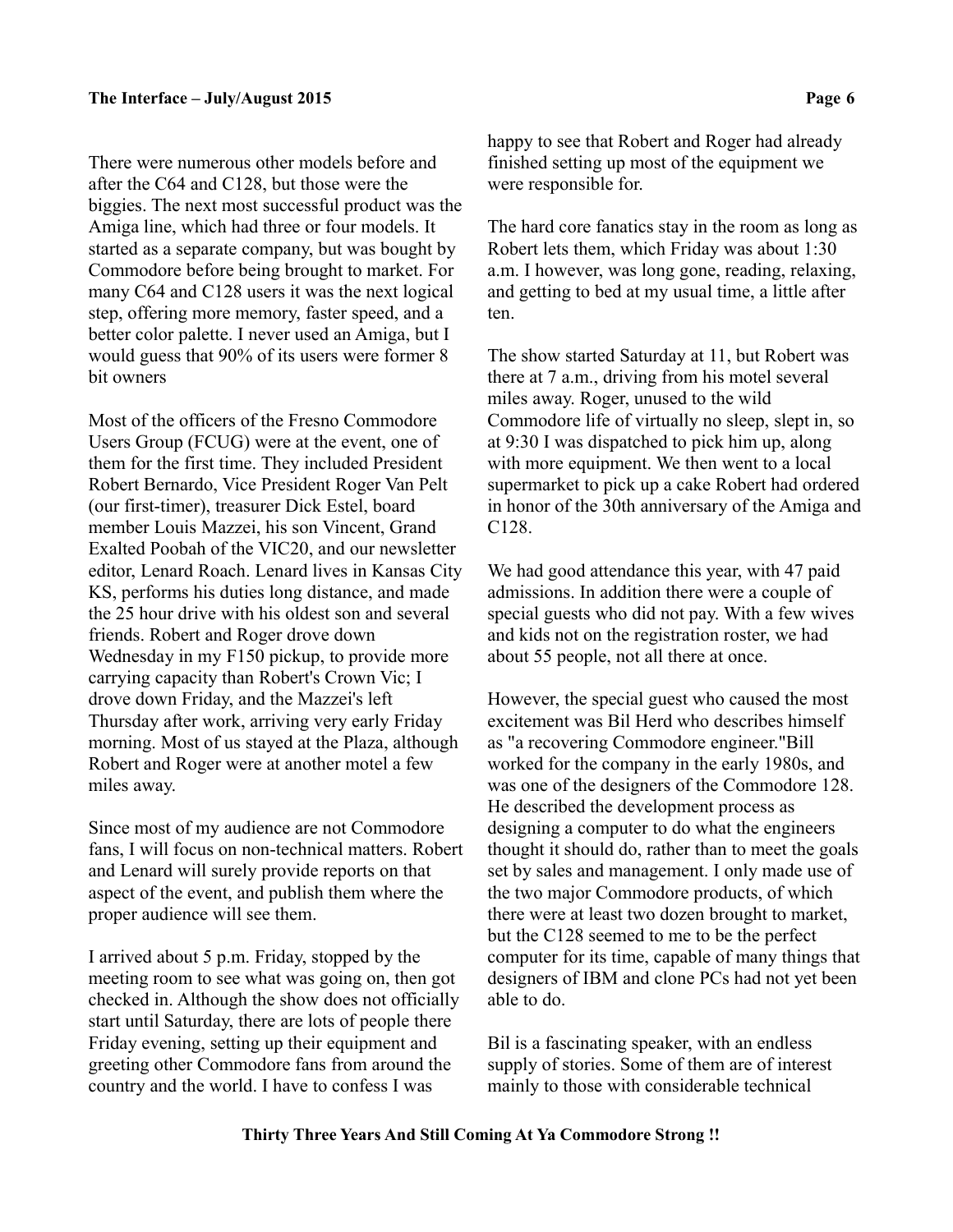There were numerous other models before and after the C64 and C128, but those were the biggies. The next most successful product was the Amiga line, which had three or four models. It started as a separate company, but was bought by Commodore before being brought to market. For many C64 and C128 users it was the next logical step, offering more memory, faster speed, and a better color palette. I never used an Amiga, but I would guess that 90% of its users were former 8 bit owners

Most of the officers of the Fresno Commodore Users Group (FCUG) were at the event, one of them for the first time. They included President Robert Bernardo, Vice President Roger Van Pelt (our first-timer), treasurer Dick Estel, board member Louis Mazzei, his son Vincent, Grand Exalted Poobah of the VIC20, and our newsletter editor, Lenard Roach. Lenard lives in Kansas City KS, performs his duties long distance, and made the 25 hour drive with his oldest son and several friends. Robert and Roger drove down Wednesday in my F150 pickup, to provide more carrying capacity than Robert's Crown Vic; I drove down Friday, and the Mazzei's left Thursday after work, arriving very early Friday morning. Most of us stayed at the Plaza, although Robert and Roger were at another motel a few miles away.

Since most of my audience are not Commodore fans, I will focus on non-technical matters. Robert and Lenard will surely provide reports on that aspect of the event, and publish them where the proper audience will see them.

I arrived about 5 p.m. Friday, stopped by the meeting room to see what was going on, then got checked in. Although the show does not officially start until Saturday, there are lots of people there Friday evening, setting up their equipment and greeting other Commodore fans from around the country and the world. I have to confess I was happy to see that Robert and Roger had already finished setting up most of the equipment we were responsible for.

The hard core fanatics stay in the room as long as Robert lets them, which Friday was about 1:30 a.m. I however, was long gone, reading, relaxing, and getting to bed at my usual time, a little after ten.

The show started Saturday at 11, but Robert was there at 7 a.m., driving from his motel several miles away. Roger, unused to the wild Commodore life of virtually no sleep, slept in, so at 9:30 I was dispatched to pick him up, along with more equipment. We then went to a local supermarket to pick up a cake Robert had ordered in honor of the 30th anniversary of the Amiga and C128.

We had good attendance this year, with 47 paid admissions. In addition there were a couple of special guests who did not pay. With a few wives and kids not on the registration roster, we had about 55 people, not all there at once.

However, the special guest who caused the most excitement was Bil Herd who describes himself as "a recovering Commodore engineer."Bill worked for the company in the early 1980s, and was one of the designers of the Commodore 128. He described the development process as designing a computer to do what the engineers thought it should do, rather than to meet the goals set by sales and management. I only made use of the two major Commodore products, of which there were at least two dozen brought to market, but the C128 seemed to me to be the perfect computer for its time, capable of many things that designers of IBM and clone PCs had not yet been able to do.

Bil is a fascinating speaker, with an endless supply of stories. Some of them are of interest mainly to those with considerable technical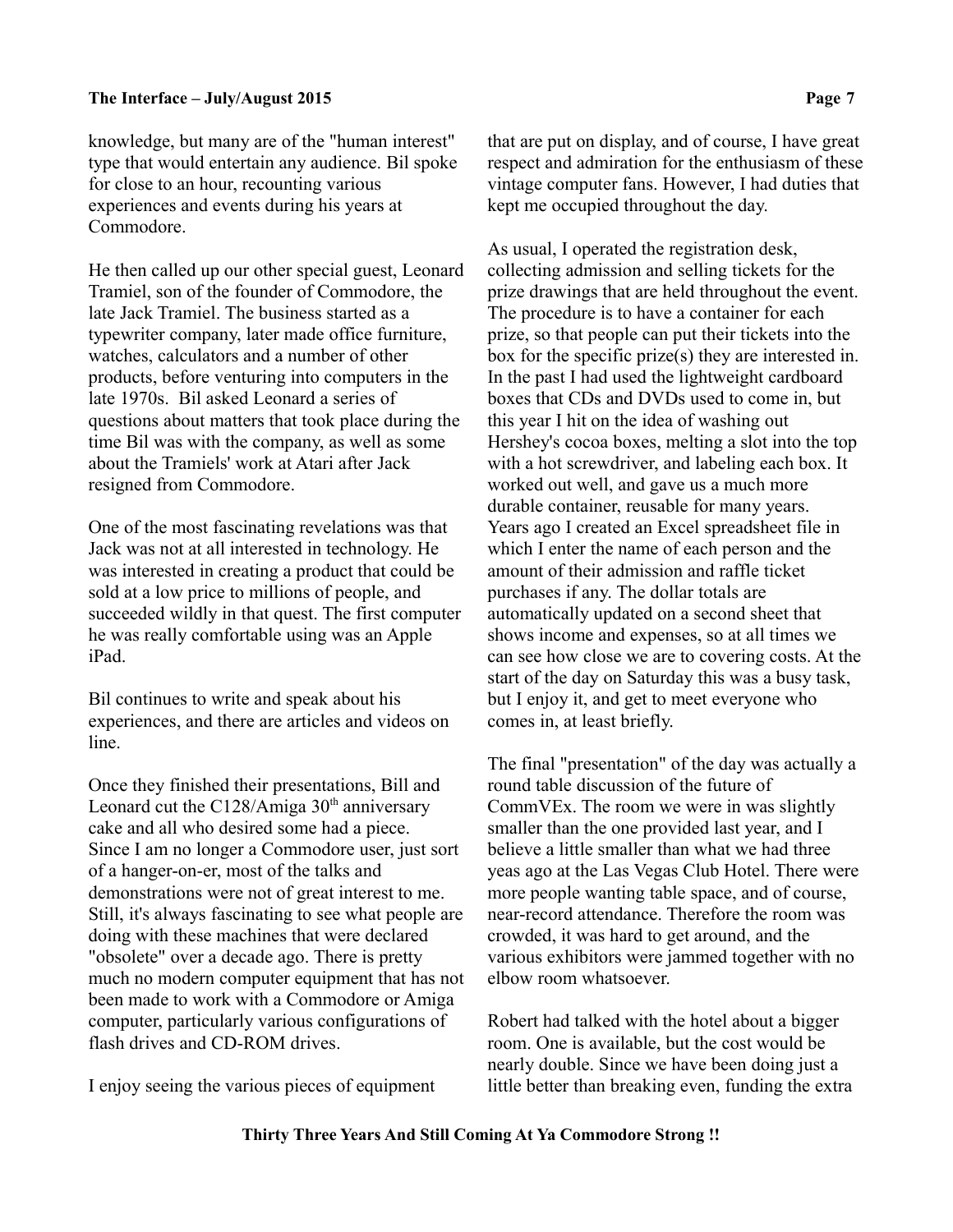knowledge, but many are of the "human interest" type that would entertain any audience. Bil spoke for close to an hour, recounting various experiences and events during his years at Commodore.

He then called up our other special guest, Leonard Tramiel, son of the founder of Commodore, the late Jack Tramiel. The business started as a typewriter company, later made office furniture, watches, calculators and a number of other products, before venturing into computers in the late 1970s. Bil asked Leonard a series of questions about matters that took place during the time Bil was with the company, as well as some about the Tramiels' work at Atari after Jack resigned from Commodore.

One of the most fascinating revelations was that Jack was not at all interested in technology. He was interested in creating a product that could be sold at a low price to millions of people, and succeeded wildly in that quest. The first computer he was really comfortable using was an Apple iPad.

Bil continues to write and speak about his experiences, and there are articles and videos on line.

Once they finished their presentations, Bill and Leonard cut the C128/Amiga 30th anniversary cake and all who desired some had a piece. Since I am no longer a Commodore user, just sort of a hanger-on-er, most of the talks and demonstrations were not of great interest to me. Still, it's always fascinating to see what people are doing with these machines that were declared "obsolete" over a decade ago. There is pretty much no modern computer equipment that has not been made to work with a Commodore or Amiga computer, particularly various configurations of flash drives and CD-ROM drives.

I enjoy seeing the various pieces of equipment that are put on display, and of course, I have great respect and admiration for the enthusiasm of these vintage computer fans. However, I had duties that kept me occupied throughout the day.

As usual, I operated the registration desk, collecting admission and selling tickets for the prize drawings that are held throughout the event. The procedure is to have a container for each prize, so that people can put their tickets into the box for the specific prize(s) they are interested in. In the past I had used the lightweight cardboard boxes that CDs and DVDs used to come in, but this year I hit on the idea of washing out Hershey's cocoa boxes, melting a slot into the top with a hot screwdriver, and labeling each box. It worked out well, and gave us a much more durable container, reusable for many years. Years ago I created an Excel spreadsheet file in which I enter the name of each person and the amount of their admission and raffle ticket purchases if any. The dollar totals are automatically updated on a second sheet that shows income and expenses, so at all times we can see how close we are to covering costs. At the start of the day on Saturday this was a busy task, but I enjoy it, and get to meet everyone who comes in, at least briefly.

The final "presentation" of the day was actually a round table discussion of the future of CommVEx. The room we were in was slightly smaller than the one provided last year, and I believe a little smaller than what we had three yeas ago at the Las Vegas Club Hotel. There were more people wanting table space, and of course, near-record attendance. Therefore the room was crowded, it was hard to get around, and the various exhibitors were jammed together with no elbow room whatsoever.

Robert had talked with the hotel about a bigger room. One is available, but the cost would be nearly double. Since we have been doing just a little better than breaking even, funding the extra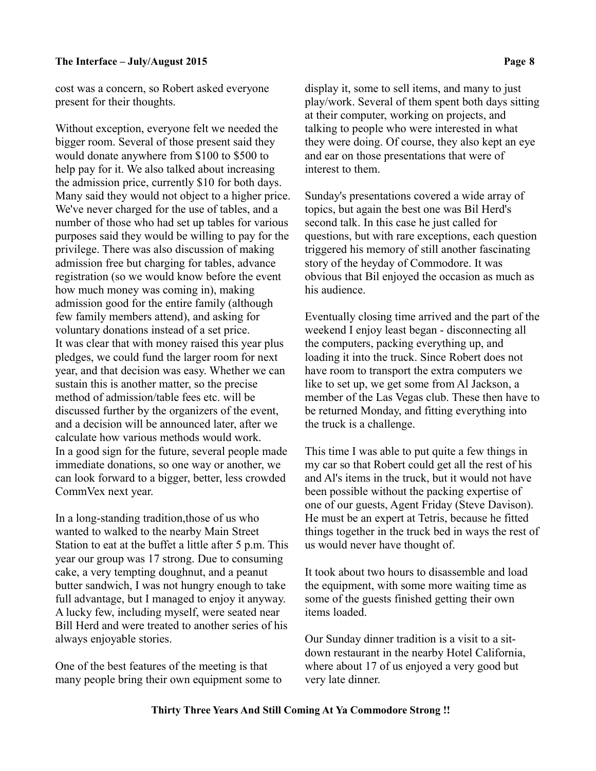cost was a concern, so Robert asked everyone present for their thoughts.

Without exception, everyone felt we needed the bigger room. Several of those present said they would donate anywhere from $100 to $500 to help pay for it. We also talked about increasing the admission price, currently $10 for both days. Many said they would not object to a higher price. We've never charged for the use of tables, and a number of those who had set up tables for various purposes said they would be willing to pay for the privilege. There was also discussion of making admission free but charging for tables, advance registration (so we would know before the event how much money was coming in), making admission good for the entire family (although few family members attend), and asking for voluntary donations instead of a set price.
It was clear that with money raised this year plus pledges, we could fund the larger room for next year, and that decision was easy. Whether we can sustain this is another matter, so the precise method of admission/table fees etc. will be discussed further by the organizers of the event, and a decision will be announced later, after we calculate how various methods would work.
In a good sign for the future, several people made immediate donations, so one way or another, we can look forward to a bigger, better, less crowded CommVex next year.

In a long-standing tradition,those of us who wanted to walked to the nearby Main Street Station to eat at the buffet a little after 5 p.m. This year our group was 17 strong. Due to consuming cake, a very tempting doughnut, and a peanut butter sandwich, I was not hungry enough to take full advantage, but I managed to enjoy it anyway. A lucky few, including myself, were seated near Bill Herd and were treated to another series of his always enjoyable stories.

One of the best features of the meeting is that many people bring their own equipment some to display it, some to sell items, and many to just play/work. Several of them spent both days sitting at their computer, working on projects, and talking to people who were interested in what they were doing. Of course, they also kept an eye and ear on those presentations that were of interest to them.

Sunday's presentations covered a wide array of topics, but again the best one was Bil Herd's second talk. In this case he just called for questions, but with rare exceptions, each question triggered his memory of still another fascinating story of the heyday of Commodore. It was obvious that Bil enjoyed the occasion as much as his audience.

Eventually closing time arrived and the part of the weekend I enjoy least began - disconnecting all the computers, packing everything up, and loading it into the truck. Since Robert does not have room to transport the extra computers we like to set up, we get some from Al Jackson, a member of the Las Vegas club. These then have to be returned Monday, and fitting everything into the truck is a challenge.

This time I was able to put quite a few things in my car so that Robert could get all the rest of his and Al's items in the truck, but it would not have been possible without the packing expertise of one of our guests, Agent Friday (Steve Davison). He must be an expert at Tetris, because he fitted things together in the truck bed in ways the rest of us would never have thought of.

It took about two hours to disassemble and load the equipment, with some more waiting time as some of the guests finished getting their own items loaded.

Our Sunday dinner tradition is a visit to a sit-down restaurant in the nearby Hotel California, where about 17 of us enjoyed a very good but very late dinner.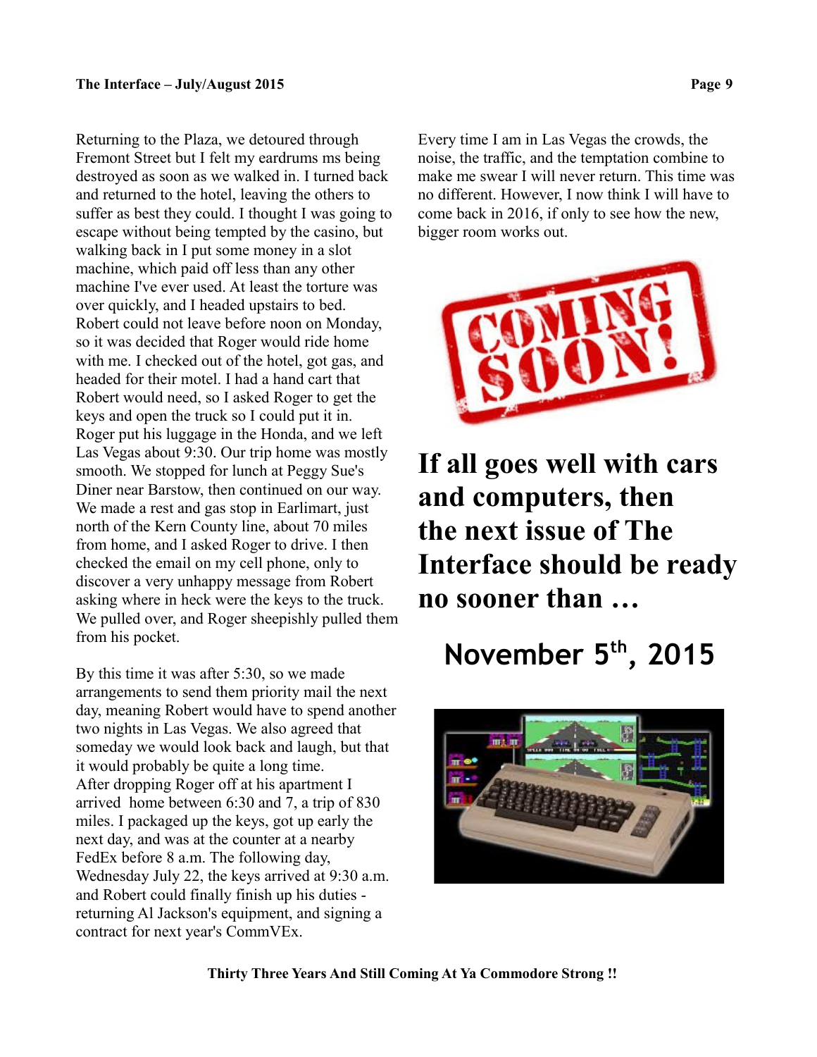Returning to the Plaza, we detoured through Fremont Street but I felt my eardrums ms being destroyed as soon as we walked in. I turned back and returned to the hotel, leaving the others to suffer as best they could. I thought I was going to escape without being tempted by the casino, but walking back in I put some money in a slot machine, which paid off less than any other machine I've ever used. At least the torture was over quickly, and I headed upstairs to bed. Robert could not leave before noon on Monday, so it was decided that Roger would ride home with me. I checked out of the hotel, got gas, and headed for their motel. I had a hand cart that Robert would need, so I asked Roger to get the keys and open the truck so I could put it in. Roger put his luggage in the Honda, and we left Las Vegas about 9:30. Our trip home was mostly smooth. We stopped for lunch at Peggy Sue's Diner near Barstow, then continued on our way. We made a rest and gas stop in Earlimart, just north of the Kern County line, about 70 miles from home, and I asked Roger to drive. I then checked the email on my cell phone, only to discover a very unhappy message from Robert asking where in heck were the keys to the truck. We pulled over, and Roger sheepishly pulled them from his pocket.

By this time it was after 5:30, so we made arrangements to send them priority mail the next day, meaning Robert would have to spend another two nights in Las Vegas. We also agreed that someday we would look back and laugh, but that it would probably be quite a long time.
After dropping Roger off at his apartment I arrived home between 6:30 and 7, a trip of 830 miles. I packaged up the keys, got up early the next day, and was at the counter at a nearby FedEx before 8 a.m. The following day, Wednesday July 22, the keys arrived at 9:30 a.m. and Robert could finally finish up his duties - returning Al Jackson's equipment, and signing a contract for next year's CommVEx.

Every time I am in Las Vegas the crowds, the noise, the traffic, and the temptation combine to make me swear I will never return. This time was no different. However, I now think I will have to come back in 2016, if only to see how the new, bigger room works out.

**COMING SOON!**

## If all goes well with cars and computers, then the next issue of The Interface should be ready no sooner than …

## November 5th, 2015

**Thirty Three Years And Still Coming At Ya Commodore Strong !!**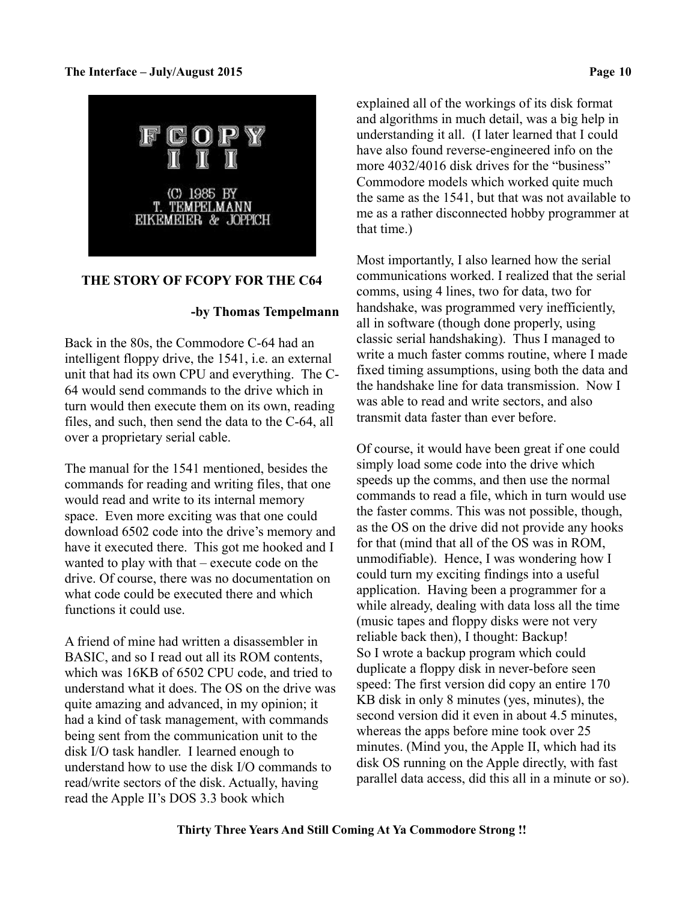## THE STORY OF FCOPY FOR THE C64

**-by Thomas Tempelmann**

Back in the 80s, the Commodore C-64 had an intelligent floppy drive, the 1541, i.e. an external unit that had its own CPU and everything. The C-64 would send commands to the drive which in turn would then execute them on its own, reading files, and such, then send the data to the C-64, all over a proprietary serial cable.

The manual for the 1541 mentioned, besides the commands for reading and writing files, that one would read and write to its internal memory space. Even more exciting was that one could download 6502 code into the drive's memory and have it executed there. This got me hooked and I wanted to play with that – execute code on the drive. Of course, there was no documentation on what code could be executed there and which functions it could use.

A friend of mine had written a disassembler in BASIC, and so I read out all its ROM contents, which was 16KB of 6502 CPU code, and tried to understand what it does. The OS on the drive was quite amazing and advanced, in my opinion; it had a kind of task management, with commands being sent from the communication unit to the disk I/O task handler. I learned enough to understand how to use the disk I/O commands to read/write sectors of the disk. Actually, having read the Apple II's DOS 3.3 book which explained all of the workings of its disk format and algorithms in much detail, was a big help in understanding it all. (I later learned that I could have also found reverse-engineered info on the more 4032/4016 disk drives for the "business" Commodore models which worked quite much the same as the 1541, but that was not available to me as a rather disconnected hobby programmer at that time.)

Most importantly, I also learned how the serial communications worked. I realized that the serial comms, using 4 lines, two for data, two for handshake, was programmed very inefficiently, all in software (though done properly, using classic serial handshaking). Thus I managed to write a much faster comms routine, where I made fixed timing assumptions, using both the data and the handshake line for data transmission. Now I was able to read and write sectors, and also transmit data faster than ever before.

Of course, it would have been great if one could simply load some code into the drive which speeds up the comms, and then use the normal commands to read a file, which in turn would use the faster comms. This was not possible, though, as the OS on the drive did not provide any hooks for that (mind that all of the OS was in ROM, unmodifiable). Hence, I was wondering how I could turn my exciting findings into a useful application. Having been a programmer for a while already, dealing with data loss all the time (music tapes and floppy disks were not very reliable back then), I thought: Backup!
So I wrote a backup program which could duplicate a floppy disk in never-before seen speed: The first version did copy an entire 170 KB disk in only 8 minutes (yes, minutes), the second version did it even in about 4.5 minutes, whereas the apps before mine took over 25 minutes. (Mind you, the Apple II, which had its disk OS running on the Apple directly, with fast parallel data access, did this all in a minute or so).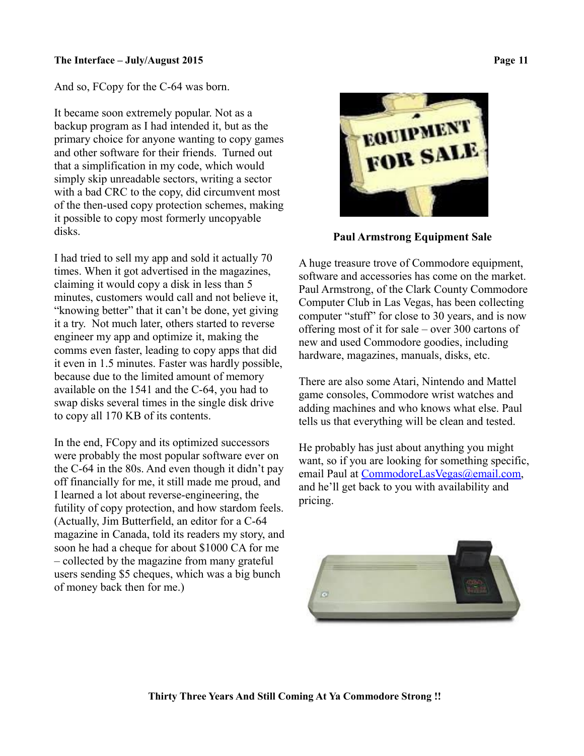And so, FCopy for the C-64 was born.

It became soon extremely popular. Not as a backup program as I had intended it, but as the primary choice for anyone wanting to copy games and other software for their friends. Turned out that a simplification in my code, which would simply skip unreadable sectors, writing a sector with a bad CRC to the copy, did circumvent most of the then-used copy protection schemes, making it possible to copy most formerly uncopyable disks.

I had tried to sell my app and sold it actually 70 times. When it got advertised in the magazines, claiming it would copy a disk in less than 5 minutes, customers would call and not believe it, "knowing better" that it can't be done, yet giving it a try. Not much later, others started to reverse engineer my app and optimize it, making the comms even faster, leading to copy apps that did it even in 1.5 minutes. Faster was hardly possible, because due to the limited amount of memory available on the 1541 and the C-64, you had to swap disks several times in the single disk drive to copy all 170 KB of its contents.

In the end, FCopy and its optimized successors were probably the most popular software ever on the C-64 in the 80s. And even though it didn't pay off financially for me, it still made me proud, and I learned a lot about reverse-engineering, the futility of copy protection, and how stardom feels. (Actually, Jim Butterfield, an editor for a C-64 magazine in Canada, told its readers my story, and soon he had a cheque for about $1000 CA for me – collected by the magazine from many grateful users sending $5 cheques, which was a big bunch of money back then for me.)

**Paul Armstrong Equipment Sale**

A huge treasure trove of Commodore equipment, software and accessories has come on the market. Paul Armstrong, of the Clark County Commodore Computer Club in Las Vegas, has been collecting computer "stuff" for close to 30 years, and is now offering most of it for sale – over 300 cartons of new and used Commodore goodies, including hardware, magazines, manuals, disks, etc.

There are also some Atari, Nintendo and Mattel game consoles, Commodore wrist watches and adding machines and who knows what else. Paul tells us that everything will be clean and tested.

He probably has just about anything you might want, so if you are looking for something specific, email Paul at CommodoreLasVegas@email.com, and he'll get back to you with availability and pricing.

**Thirty Three Years And Still Coming At Ya Commodore Strong !!**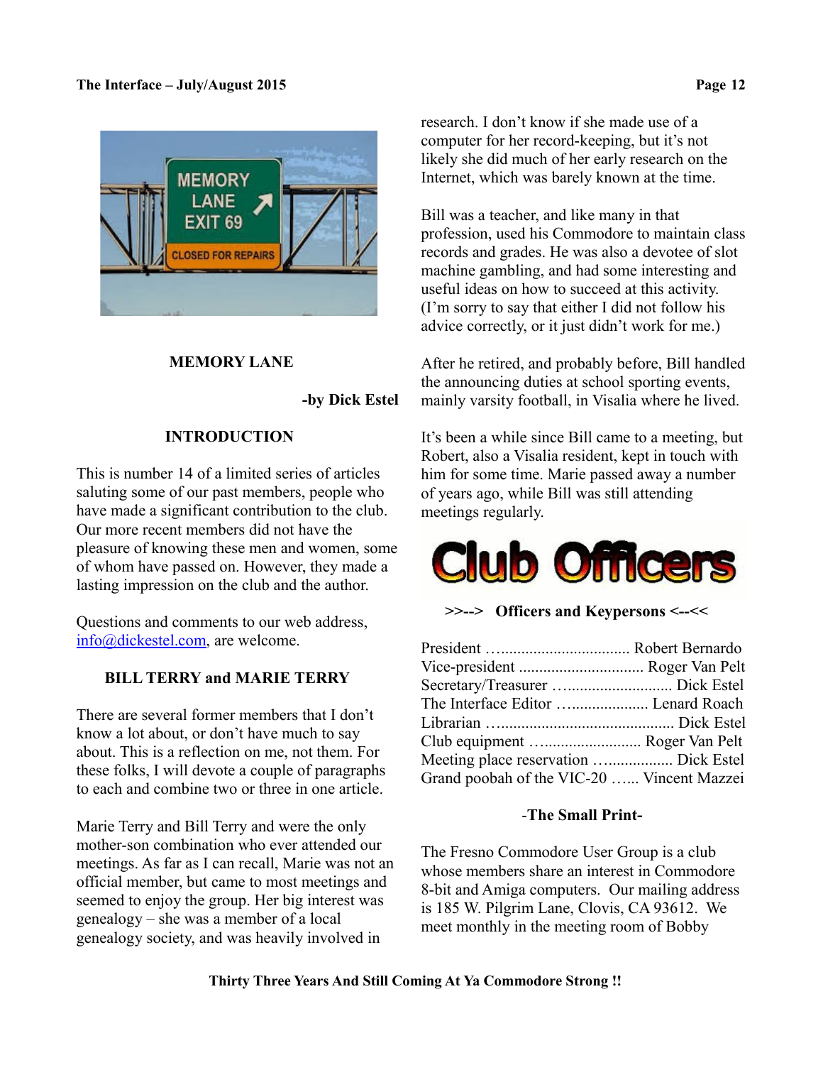## MEMORY LANE

**-by Dick Estel**

### INTRODUCTION

This is number 14 of a limited series of articles saluting some of our past members, people who have made a significant contribution to the club. Our more recent members did not have the pleasure of knowing these men and women, some of whom have passed on. However, they made a lasting impression on the club and the author.

Questions and comments to our web address, info@dickestel.com, are welcome.

### BILL TERRY and MARIE TERRY

There are several former members that I don't know a lot about, or don't have much to say about. This is a reflection on me, not them. For these folks, I will devote a couple of paragraphs to each and combine two or three in one article.

Marie Terry and Bill Terry and were the only mother-son combination who ever attended our meetings. As far as I can recall, Marie was not an official member, but came to most meetings and seemed to enjoy the group. Her big interest was genealogy – she was a member of a local genealogy society, and was heavily involved in research. I don't know if she made use of a computer for her record-keeping, but it's not likely she did much of her early research on the Internet, which was barely known at the time.

Bill was a teacher, and like many in that profession, used his Commodore to maintain class records and grades. He was also a devotee of slot machine gambling, and had some interesting and useful ideas on how to succeed at this activity. (I'm sorry to say that either I did not follow his advice correctly, or it just didn't work for me.)

After he retired, and probably before, Bill handled the announcing duties at school sporting events, mainly varsity football, in Visalia where he lived.

It's been a while since Bill came to a meeting, but Robert, also a Visalia resident, kept in touch with him for some time. Marie passed away a number of years ago, while Bill was still attending meetings regularly.

## Club Officers

**>>--> Officers and Keypersons <--<<**

President …............................... Robert Bernardo
Vice-president .............................. Roger Van Pelt
Secretary/Treasurer …......................... Dick Estel
The Interface Editor …................... Lenard Roach
Librarian …........................................... Dick Estel
Club equipment …........................ Roger Van Pelt
Meeting place reservation …................ Dick Estel
Grand poobah of the VIC-20 …... Vincent Mazzei

### -The Small Print-

The Fresno Commodore User Group is a club whose members share an interest in Commodore 8-bit and Amiga computers. Our mailing address is 185 W. Pilgrim Lane, Clovis, CA 93612. We meet monthly in the meeting room of Bobby

**Thirty Three Years And Still Coming At Ya Commodore Strong !!**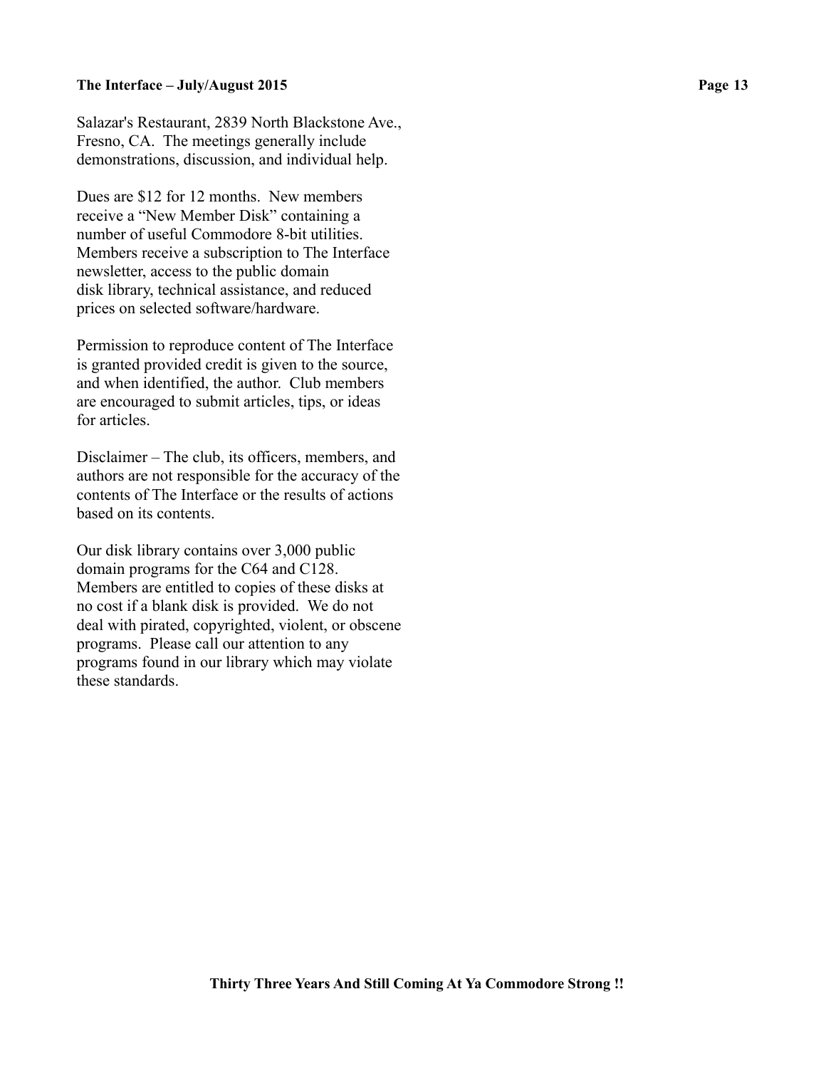Salazar's Restaurant, 2839 North Blackstone Ave., Fresno, CA. The meetings generally include demonstrations, discussion, and individual help.

Dues are $12 for 12 months. New members receive a "New Member Disk" containing a number of useful Commodore 8-bit utilities. Members receive a subscription to The Interface newsletter, access to the public domain disk library, technical assistance, and reduced prices on selected software/hardware.

Permission to reproduce content of The Interface is granted provided credit is given to the source, and when identified, the author. Club members are encouraged to submit articles, tips, or ideas for articles.

Disclaimer – The club, its officers, members, and authors are not responsible for the accuracy of the contents of The Interface or the results of actions based on its contents.

Our disk library contains over 3,000 public domain programs for the C64 and C128. Members are entitled to copies of these disks at no cost if a blank disk is provided. We do not deal with pirated, copyrighted, violent, or obscene programs. Please call our attention to any programs found in our library which may violate these standards.

**Thirty Three Years And Still Coming At Ya Commodore Strong !!**